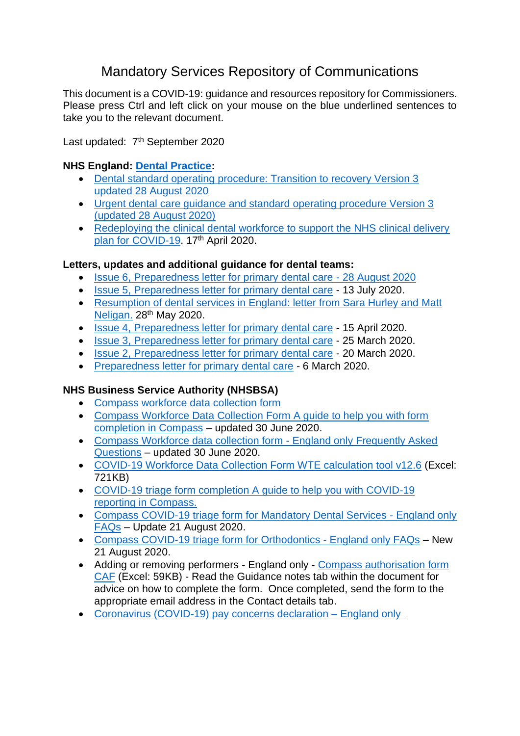# Mandatory Services Repository of Communications

This document is a COVID-19: guidance and resources repository for Commissioners. Please press Ctrl and left click on your mouse on the blue underlined sentences to take you to the relevant document.

Last updated: 7th September 2020

**NHS England: Dental Practice:**

- Dental standard operating procedure: Transition to recovery Version 3 updated 28 August 2020
- Urgent dental care guidance and standard operating procedure Version 3 (updated 28 August 2020)
- Redeploying the clinical dental workforce to support the NHS clinical delivery plan for COVID-19. 17th April 2020.

**Letters, updates and additional guidance for dental teams:**

- Issue 6, Preparedness letter for primary dental care - 28 August 2020
- Issue 5, Preparedness letter for primary dental care - 13 July 2020.
- Resumption of dental services in England: letter from Sara Hurley and Matt Neligan. 28th May 2020.
- Issue 4, Preparedness letter for primary dental care - 15 April 2020.
- Issue 3, Preparedness letter for primary dental care - 25 March 2020.
- Issue 2, Preparedness letter for primary dental care - 20 March 2020.
- Preparedness letter for primary dental care - 6 March 2020.

**NHS Business Service Authority (NHSBSA)**

- Compass workforce data collection form
- Compass Workforce Data Collection Form A guide to help you with form completion in Compass – updated 30 June 2020.
- Compass Workforce data collection form - England only Frequently Asked Questions – updated 30 June 2020.
- COVID-19 Workforce Data Collection Form WTE calculation tool v12.6 (Excel: 721KB)
- COVID-19 triage form completion A guide to help you with COVID-19 reporting in Compass.
- Compass COVID-19 triage form for Mandatory Dental Services - England only FAQs – Update 21 August 2020.
- Compass COVID-19 triage form for Orthodontics - England only FAQs – New 21 August 2020.
- Adding or removing performers - England only - Compass authorisation form CAF (Excel: 59KB) - Read the Guidance notes tab within the document for advice on how to complete the form. Once completed, send the form to the appropriate email address in the Contact details tab.
- Coronavirus (COVID-19) pay concerns declaration – England only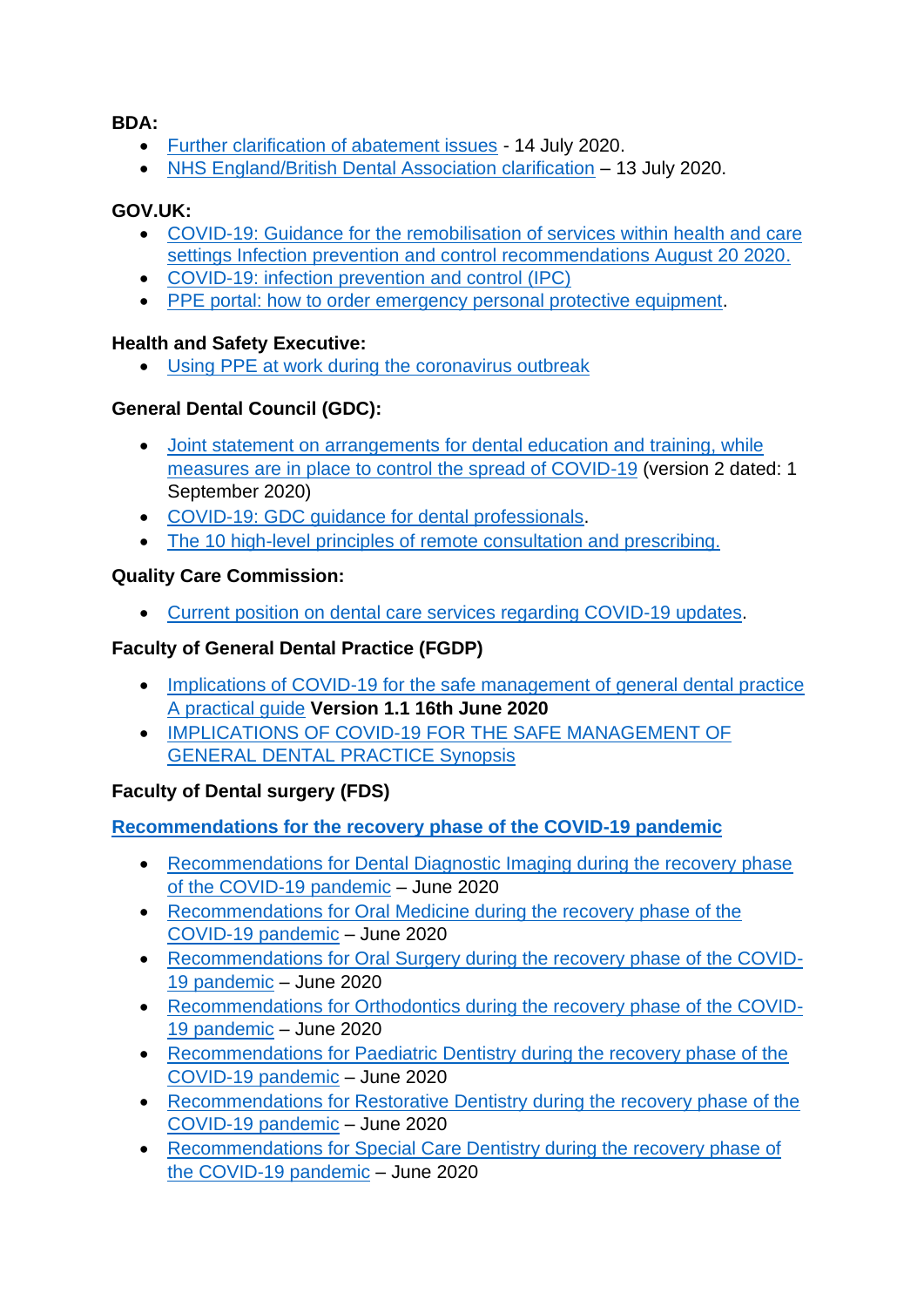**BDA:**

- Further clarification of abatement issues - 14 July 2020.
- NHS England/British Dental Association clarification – 13 July 2020.

**GOV.UK:**

- COVID-19: Guidance for the remobilisation of services within health and care settings Infection prevention and control recommendations August 20 2020.
- COVID-19: infection prevention and control (IPC)
- PPE portal: how to order emergency personal protective equipment.

**Health and Safety Executive:**

- Using PPE at work during the coronavirus outbreak

**General Dental Council (GDC):**

- Joint statement on arrangements for dental education and training, while measures are in place to control the spread of COVID-19 (version 2 dated: 1 September 2020)
- COVID-19: GDC guidance for dental professionals.
- The 10 high-level principles of remote consultation and prescribing.

**Quality Care Commission:**

- Current position on dental care services regarding COVID-19 updates.

**Faculty of General Dental Practice (FGDP)**

- Implications of COVID-19 for the safe management of general dental practice A practical guide **Version 1.1 16th June 2020**
- IMPLICATIONS OF COVID-19 FOR THE SAFE MANAGEMENT OF GENERAL DENTAL PRACTICE Synopsis

**Faculty of Dental surgery (FDS)**

**Recommendations for the recovery phase of the COVID-19 pandemic**

- Recommendations for Dental Diagnostic Imaging during the recovery phase of the COVID-19 pandemic – June 2020
- Recommendations for Oral Medicine during the recovery phase of the COVID-19 pandemic – June 2020
- Recommendations for Oral Surgery during the recovery phase of the COVID-19 pandemic – June 2020
- Recommendations for Orthodontics during the recovery phase of the COVID-19 pandemic – June 2020
- Recommendations for Paediatric Dentistry during the recovery phase of the COVID-19 pandemic – June 2020
- Recommendations for Restorative Dentistry during the recovery phase of the COVID-19 pandemic – June 2020
- Recommendations for Special Care Dentistry during the recovery phase of the COVID-19 pandemic – June 2020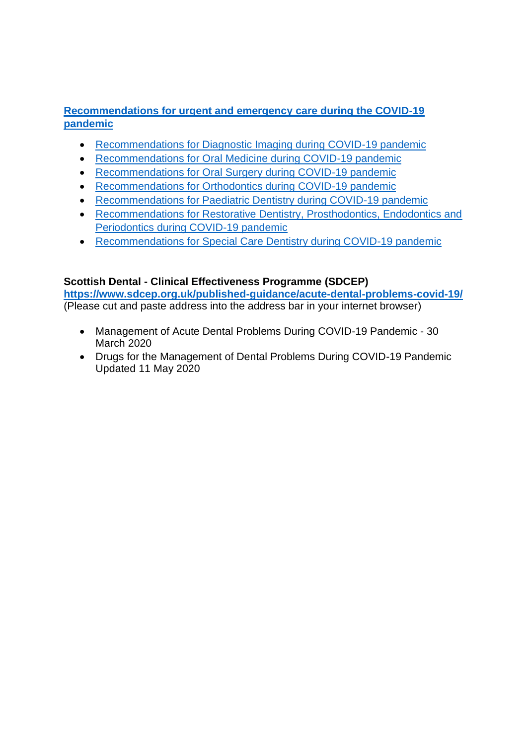**Recommendations for urgent and emergency care during the COVID-19 pandemic**

- Recommendations for Diagnostic Imaging during COVID-19 pandemic
- Recommendations for Oral Medicine during COVID-19 pandemic
- Recommendations for Oral Surgery during COVID-19 pandemic
- Recommendations for Orthodontics during COVID-19 pandemic
- Recommendations for Paediatric Dentistry during COVID-19 pandemic
- Recommendations for Restorative Dentistry, Prosthodontics, Endodontics and Periodontics during COVID-19 pandemic
- Recommendations for Special Care Dentistry during COVID-19 pandemic

**Scottish Dental - Clinical Effectiveness Programme (SDCEP)**
**https://www.sdcep.org.uk/published-guidance/acute-dental-problems-covid-19/**
(Please cut and paste address into the address bar in your internet browser)

- Management of Acute Dental Problems During COVID-19 Pandemic - 30 March 2020
- Drugs for the Management of Dental Problems During COVID-19 Pandemic Updated 11 May 2020